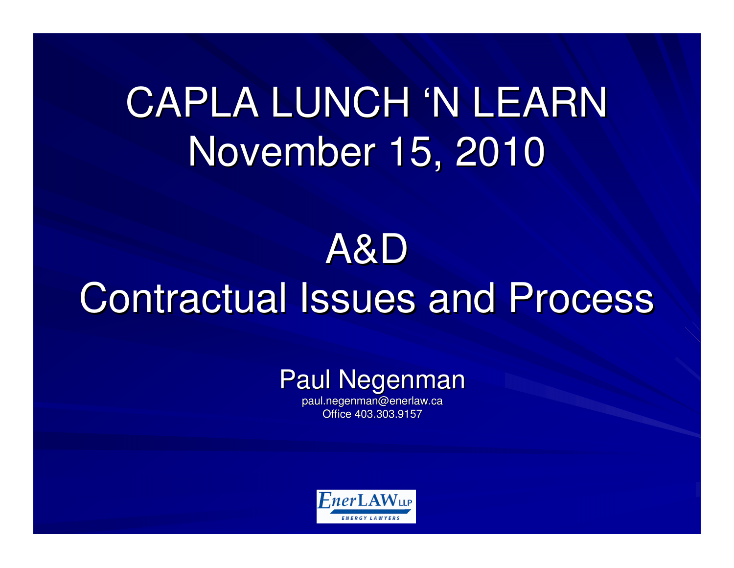# CAPLA LUNCH 'N LEARN
# November 15, 2010

# A&D
# Contractual Issues and Process

Paul Negenman

paul.negenman@enerlaw.ca

Office 403.303.9157

EnerLAW LLP

ENERGY LAWYERS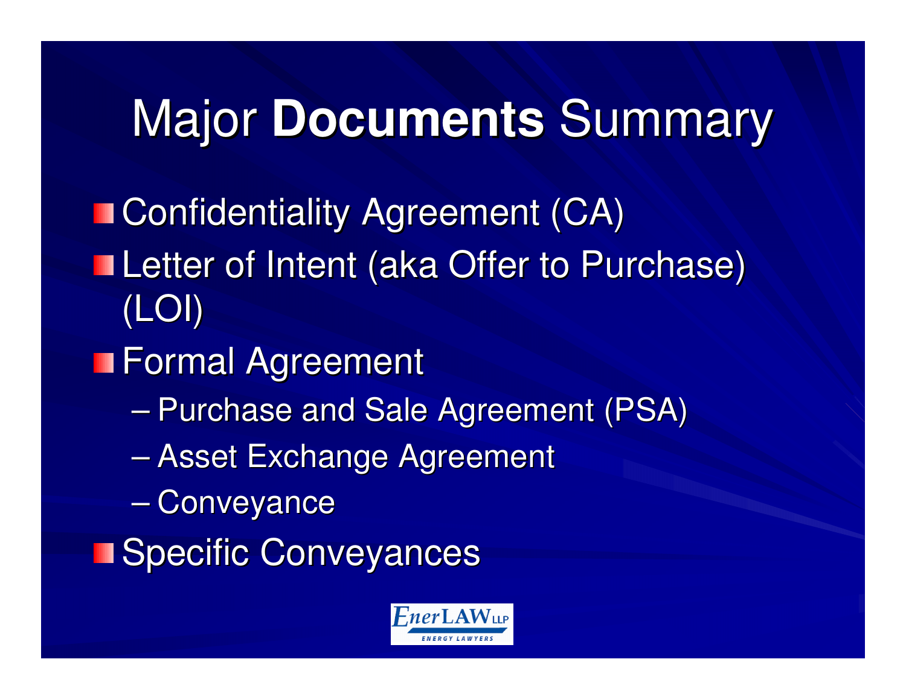# Major **Documents** Summary

- Confidentiality Agreement (CA)
- Letter of Intent (aka Offer to Purchase) (LOI)
- Formal Agreement
  - Purchase and Sale Agreement (PSA)
  - Asset Exchange Agreement
  - Conveyance
- Specific Conveyances

EnerLAW LLP ENERGY LAWYERS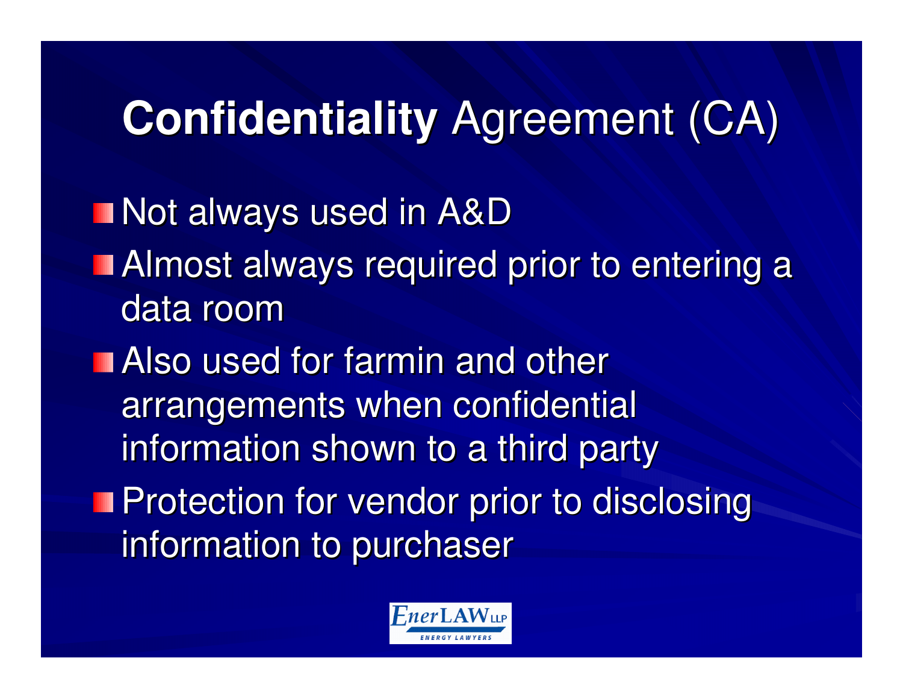# **Confidentiality** Agreement (CA)

- Not always used in A&D
- Almost always required prior to entering a data room
- Also used for farmin and other arrangements when confidential information shown to a third party
- Protection for vendor prior to disclosing information to purchaser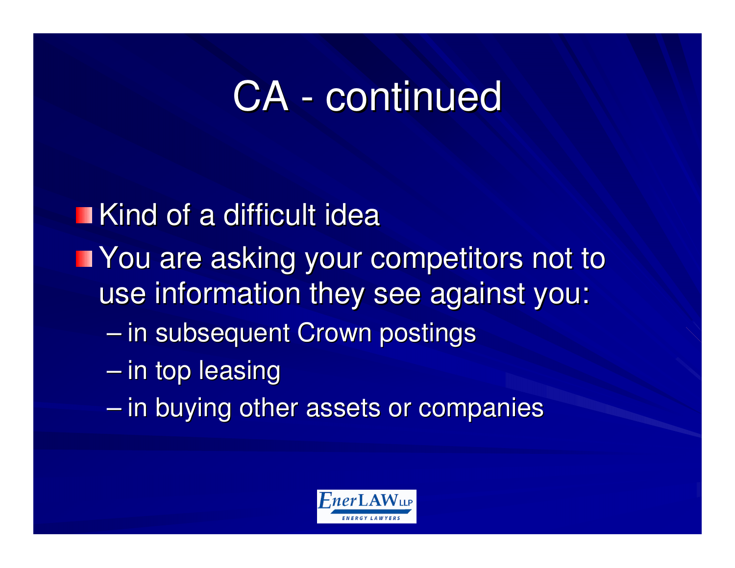# CA - continued

- Kind of a difficult idea
- You are asking your competitors not to use information they see against you:
  - in subsequent Crown postings
  - in top leasing
  - in buying other assets or companies

EnerLAW LLP
ENERGY LAWYERS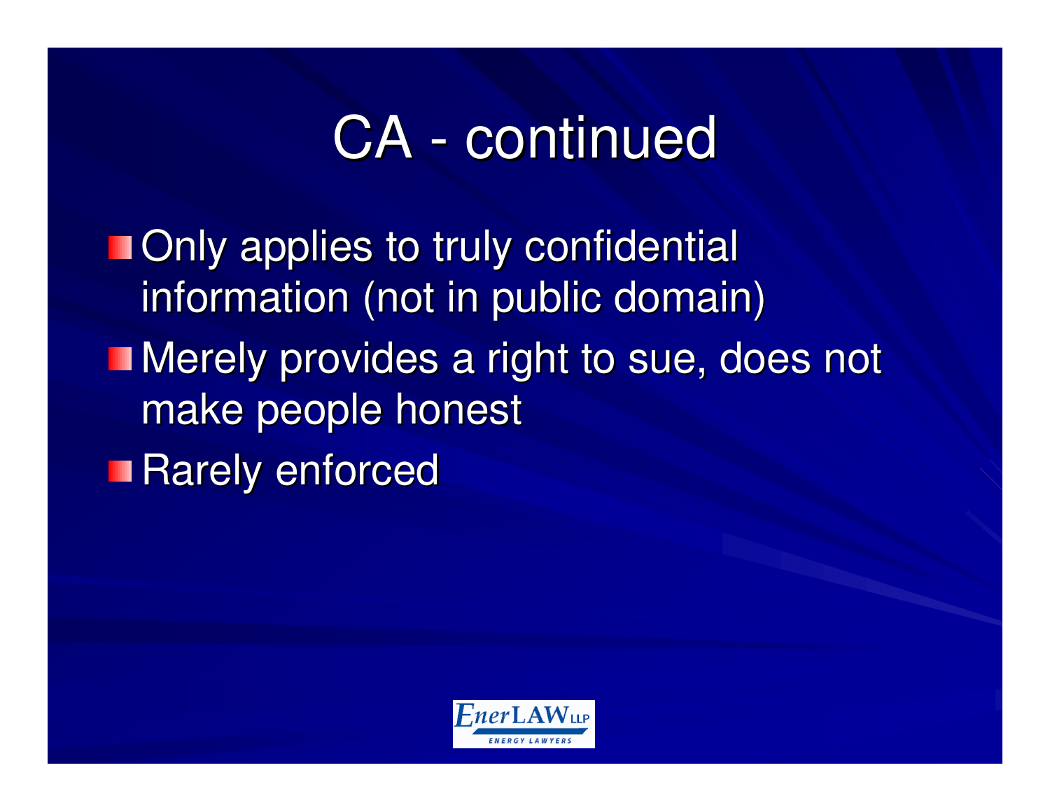# CA - continued

- Only applies to truly confidential information (not in public domain)
- Merely provides a right to sue, does not make people honest
- Rarely enforced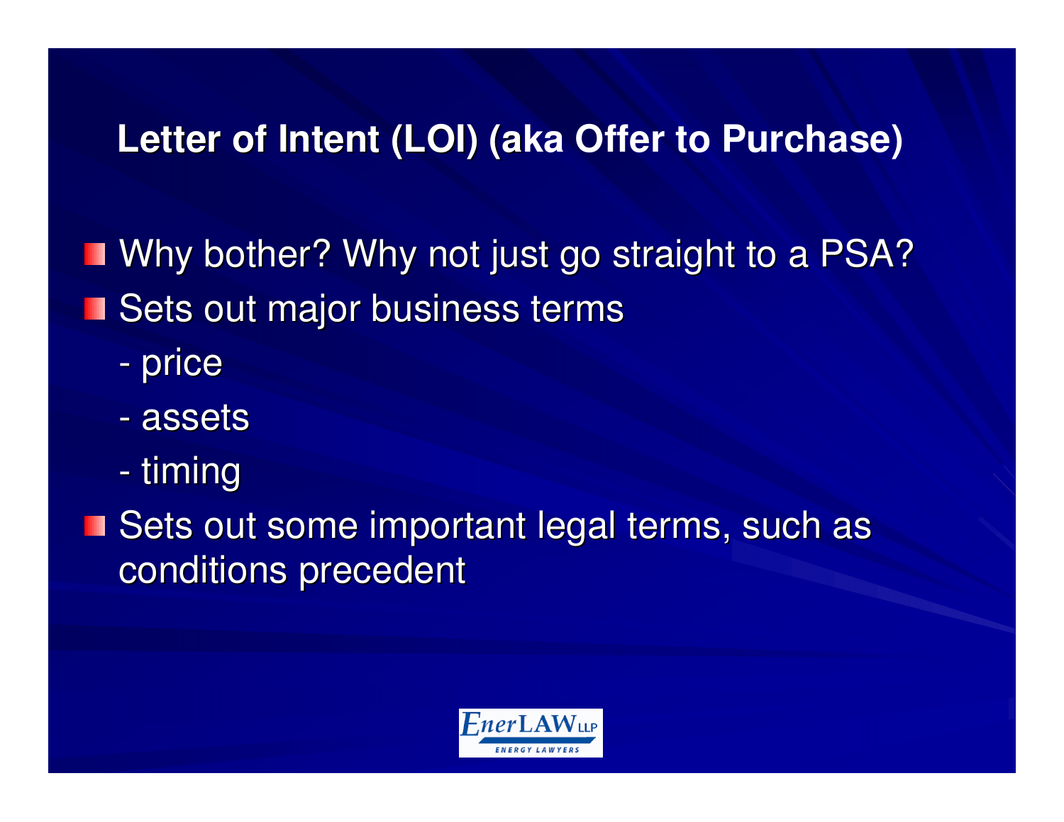## Letter of Intent (LOI) (aka Offer to Purchase)

- Why bother? Why not just go straight to a PSA?
- Sets out major business terms
  - price
  - assets
  - timing
- Sets out some important legal terms, such as conditions precedent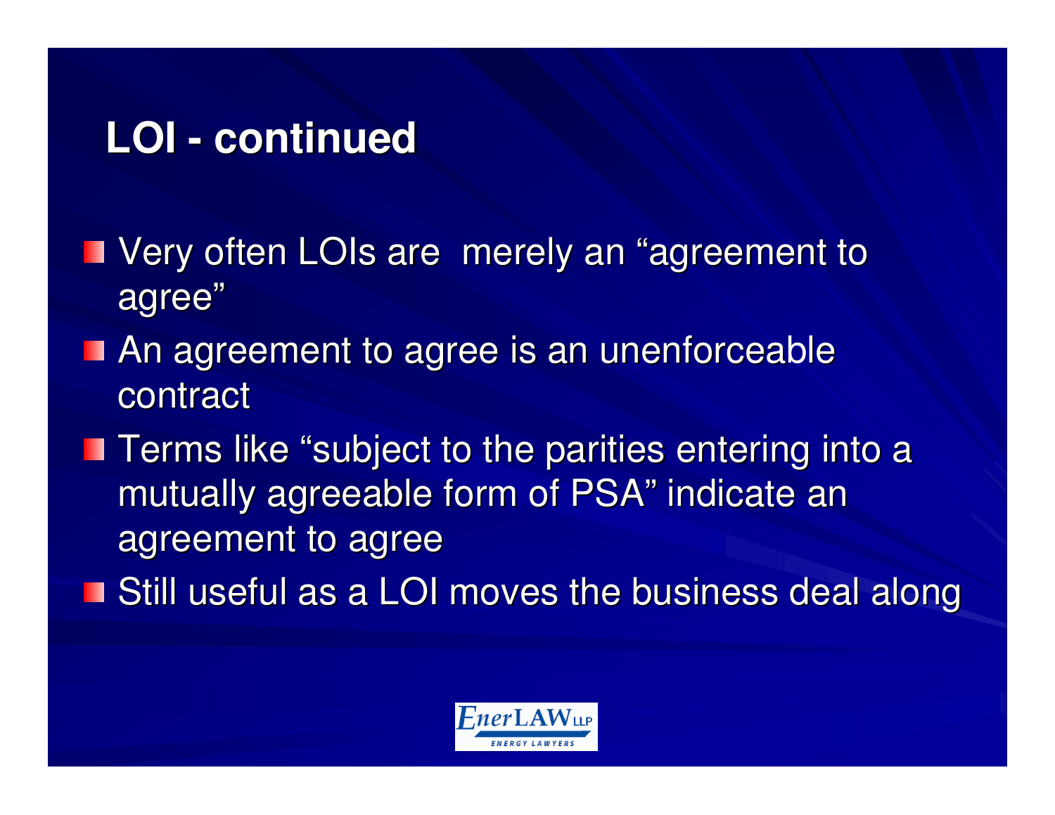# LOI - continued

- Very often LOIs are merely an "agreement to agree"
- An agreement to agree is an unenforceable contract
- Terms like "subject to the parities entering into a mutually agreeable form of PSA" indicate an agreement to agree
- Still useful as a LOI moves the business deal along

EnerLAW LLP
ENERGY LAWYERS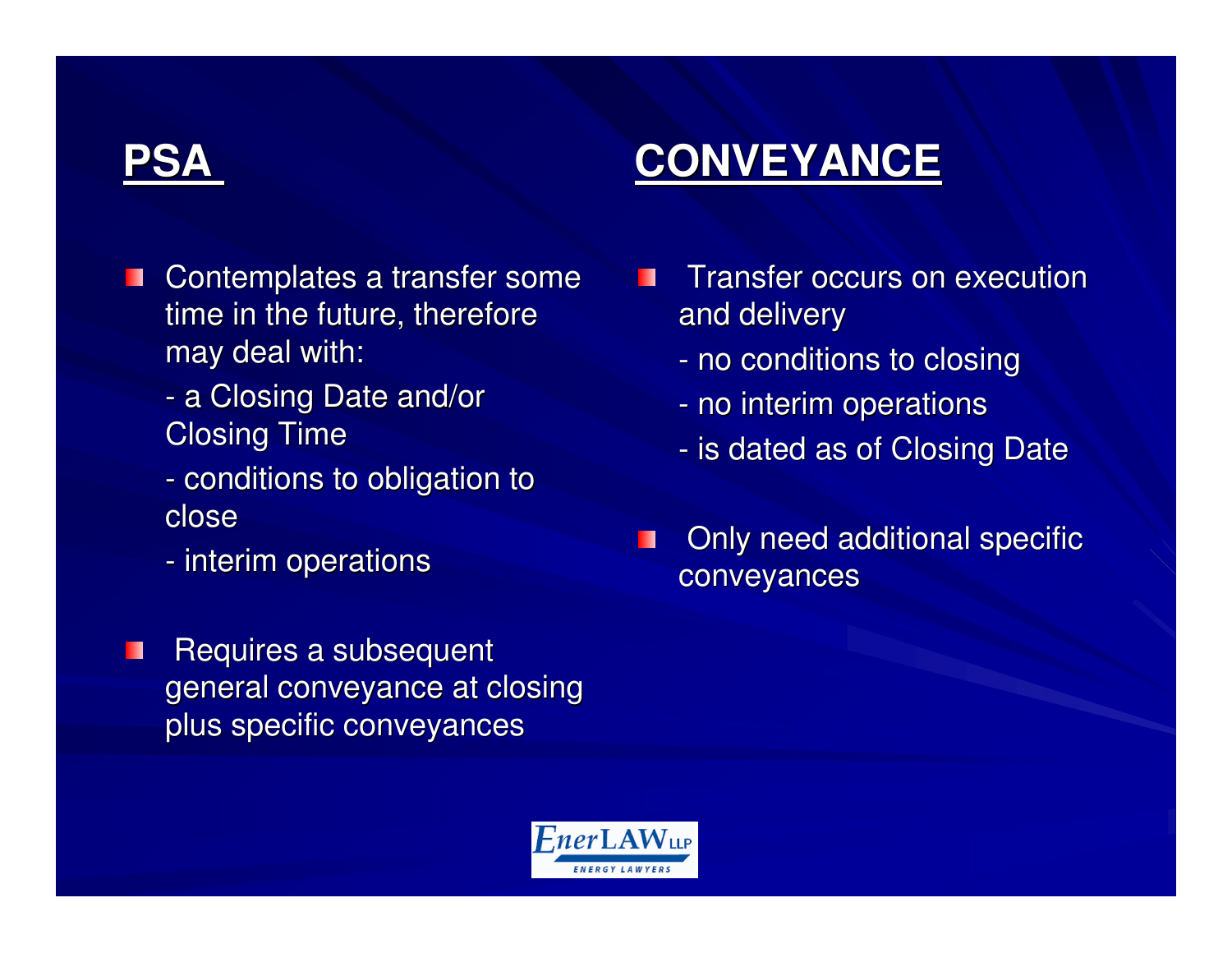## PSA

- Contemplates a transfer some time in the future, therefore may deal with:
  - a Closing Date and/or Closing Time
  - conditions to obligation to close
  - interim operations
- Requires a subsequent general conveyance at closing plus specific conveyances

## CONVEYANCE

- Transfer occurs on execution and delivery
  - no conditions to closing
  - no interim operations
  - is dated as of Closing Date
- Only need additional specific conveyances

EnerLAW LLP ENERGY LAWYERS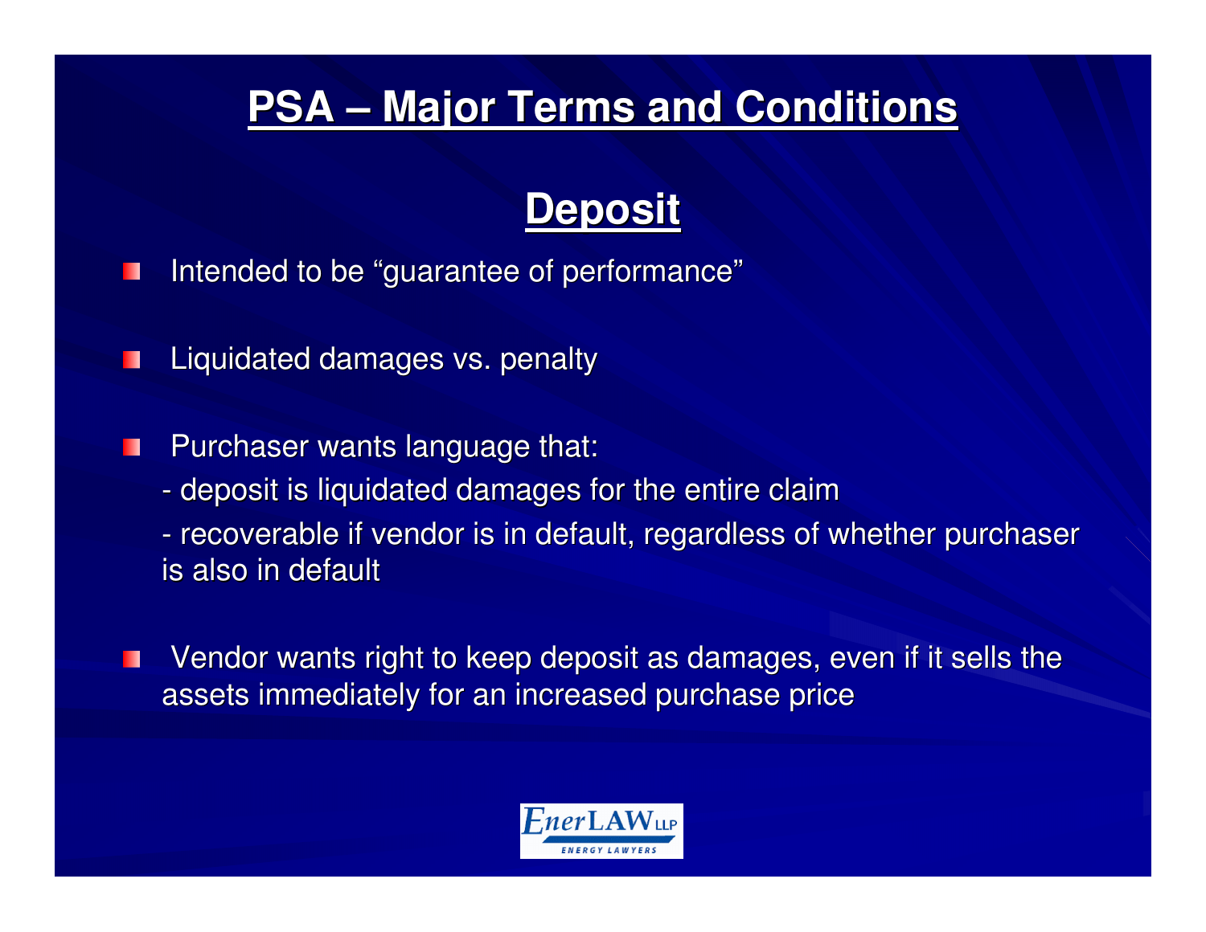# PSA – Major Terms and Conditions

## Deposit

- Intended to be "guarantee of performance"
- Liquidated damages vs. penalty
- Purchaser wants language that:
  - deposit is liquidated damages for the entire claim
  - recoverable if vendor is in default, regardless of whether purchaser is also in default
- Vendor wants right to keep deposit as damages, even if it sells the assets immediately for an increased purchase price

EnerLAW LLP
ENERGY LAWYERS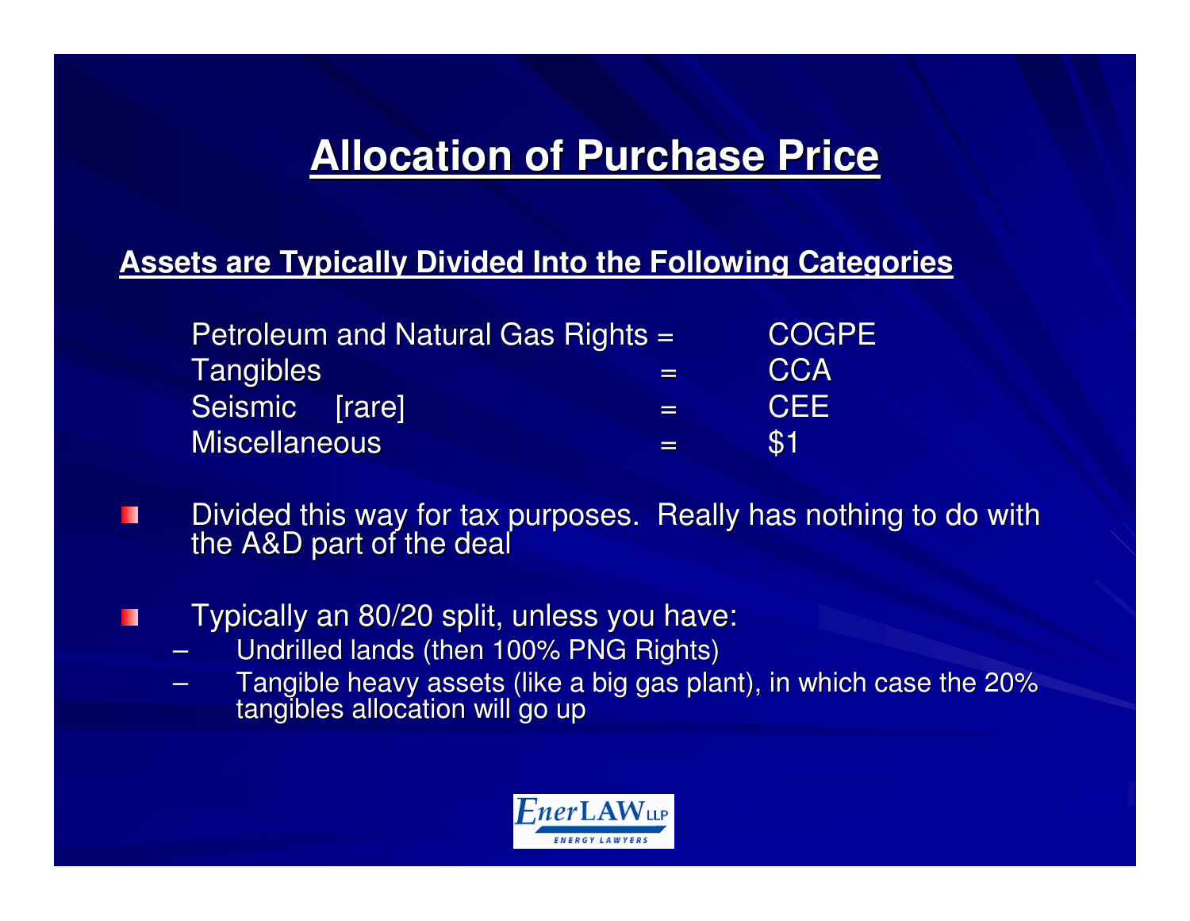# Allocation of Purchase Price

**Assets are Typically Divided Into the Following Categories**

| | | |
|---|---|---|
| Petroleum and Natural Gas Rights | = | COGPE |
| Tangibles | = | CCA |
| Seismic [rare] | = | CEE |
| Miscellaneous | = | $1 |

- Divided this way for tax purposes. Really has nothing to do with the A&D part of the deal
- Typically an 80/20 split, unless you have:
  - Undrilled lands (then 100% PNG Rights)
  - Tangible heavy assets (like a big gas plant), in which case the 20% tangibles allocation will go up

EnerLAW LLP
ENERGY LAWYERS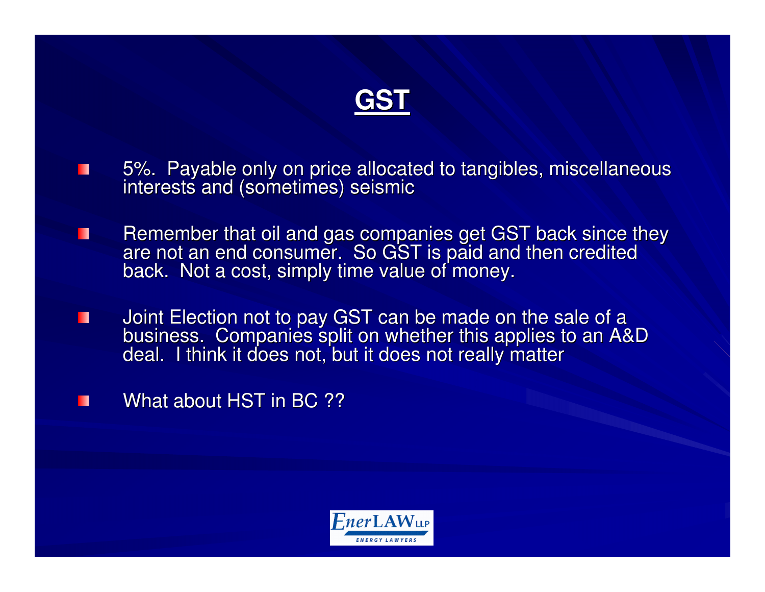# GST

- 5%. Payable only on price allocated to tangibles, miscellaneous interests and (sometimes) seismic
- Remember that oil and gas companies get GST back since they are not an end consumer. So GST is paid and then credited back. Not a cost, simply time value of money.
- Joint Election not to pay GST can be made on the sale of a business. Companies split on whether this applies to an A&D deal. I think it does not, but it does not really matter
- What about HST in BC ??

EnerLAW LLP
ENERGY LAWYERS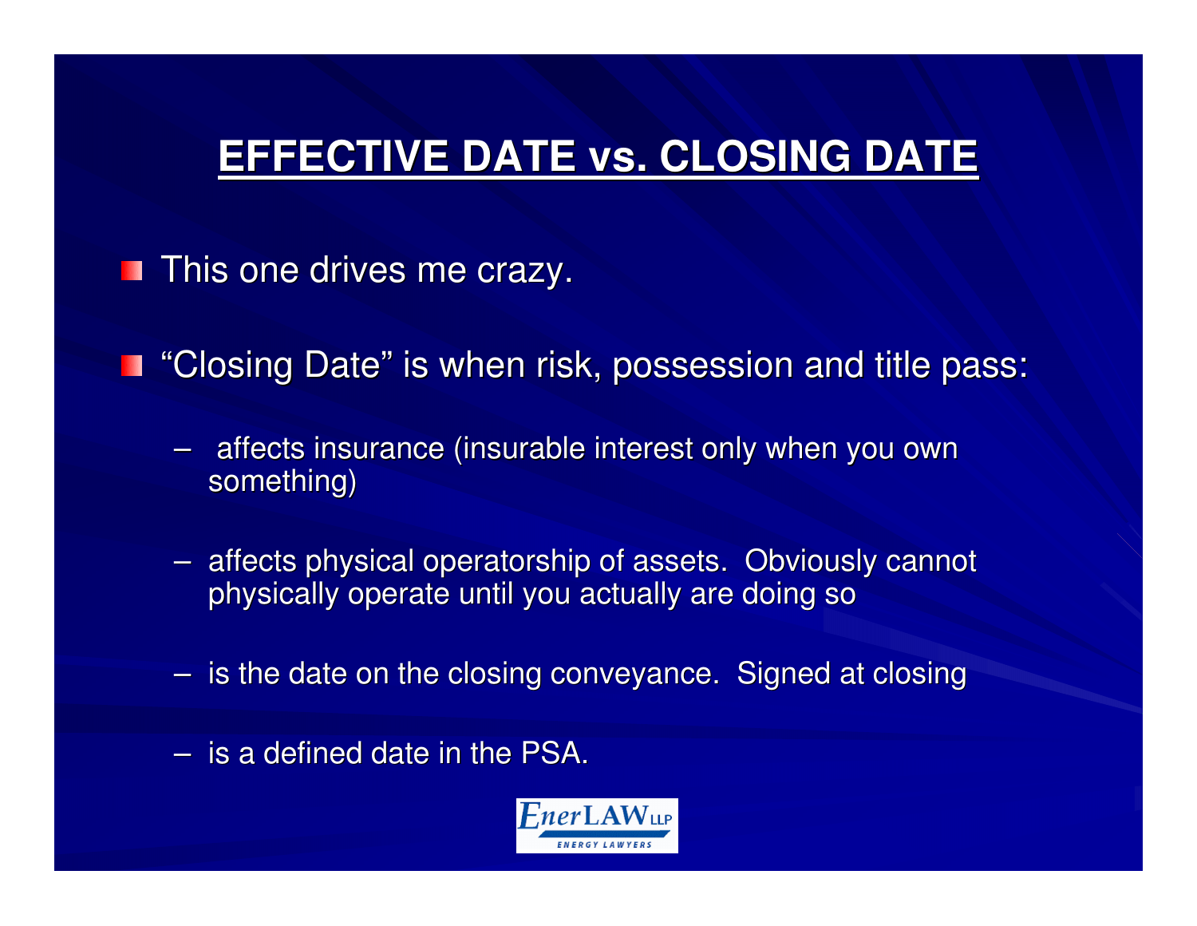# EFFECTIVE DATE vs. CLOSING DATE

- This one drives me crazy.
- "Closing Date" is when risk, possession and title pass:
  - affects insurance (insurable interest only when you own something)
  - affects physical operatorship of assets. Obviously cannot physically operate until you actually are doing so
  - is the date on the closing conveyance. Signed at closing
  - is a defined date in the PSA.

EnerLAW LLP
ENERGY LAWYERS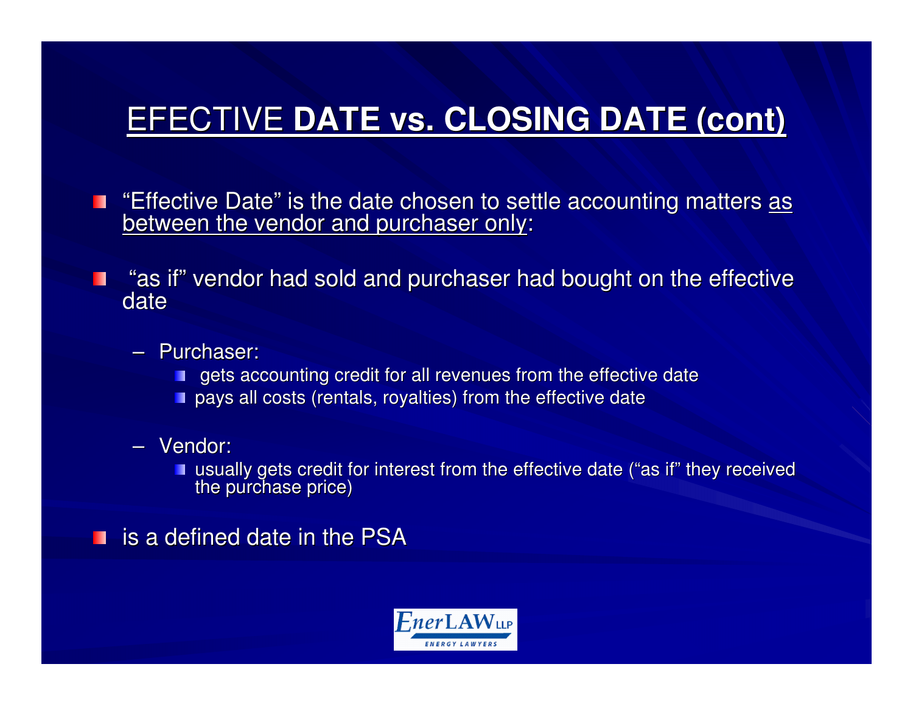# EFECTIVE DATE vs. CLOSING DATE (cont)

- "Effective Date" is the date chosen to settle accounting matters as between the vendor and purchaser only:
- "as if" vendor had sold and purchaser had bought on the effective date
  - Purchaser:
    - gets accounting credit for all revenues from the effective date
    - pays all costs (rentals, royalties) from the effective date
  - Vendor:
    - usually gets credit for interest from the effective date ("as if" they received the purchase price)
- is a defined date in the PSA

EnerLAW LLP
ENERGY LAWYERS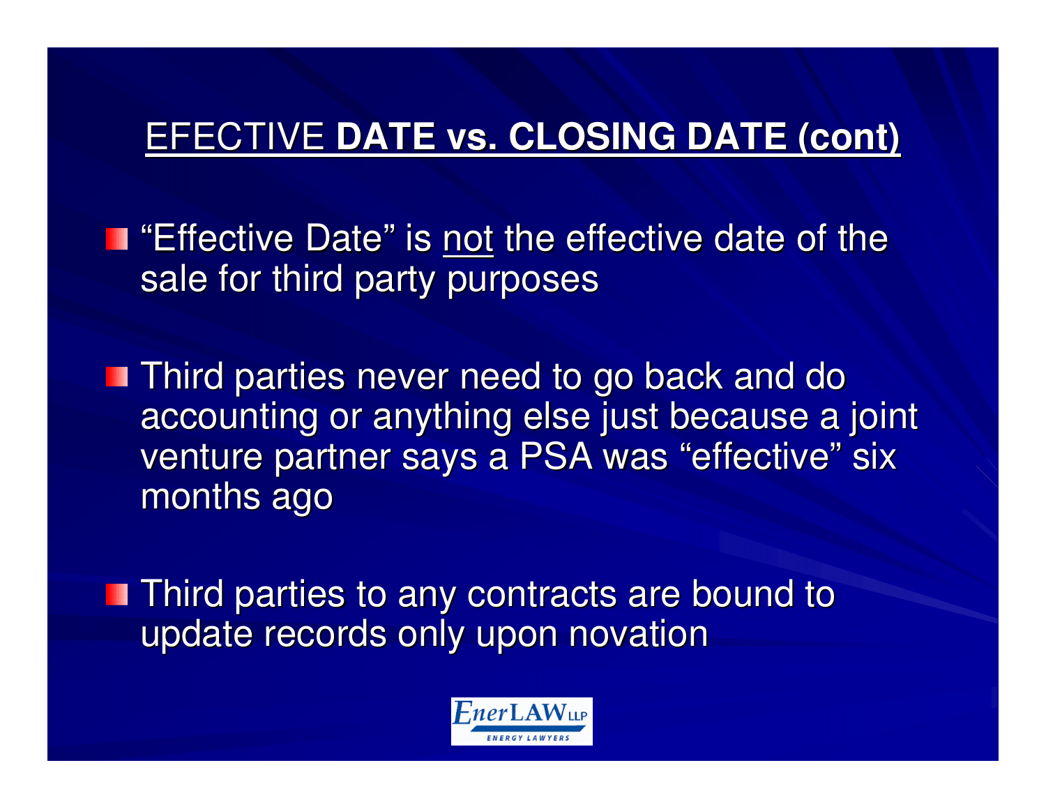## EFECTIVE **DATE vs. CLOSING DATE (cont)**

- "Effective Date" is not the effective date of the sale for third party purposes
- Third parties never need to go back and do accounting or anything else just because a joint venture partner says a PSA was "effective" six months ago
- Third parties to any contracts are bound to update records only upon novation

EnerLAW LLP
ENERGY LAWYERS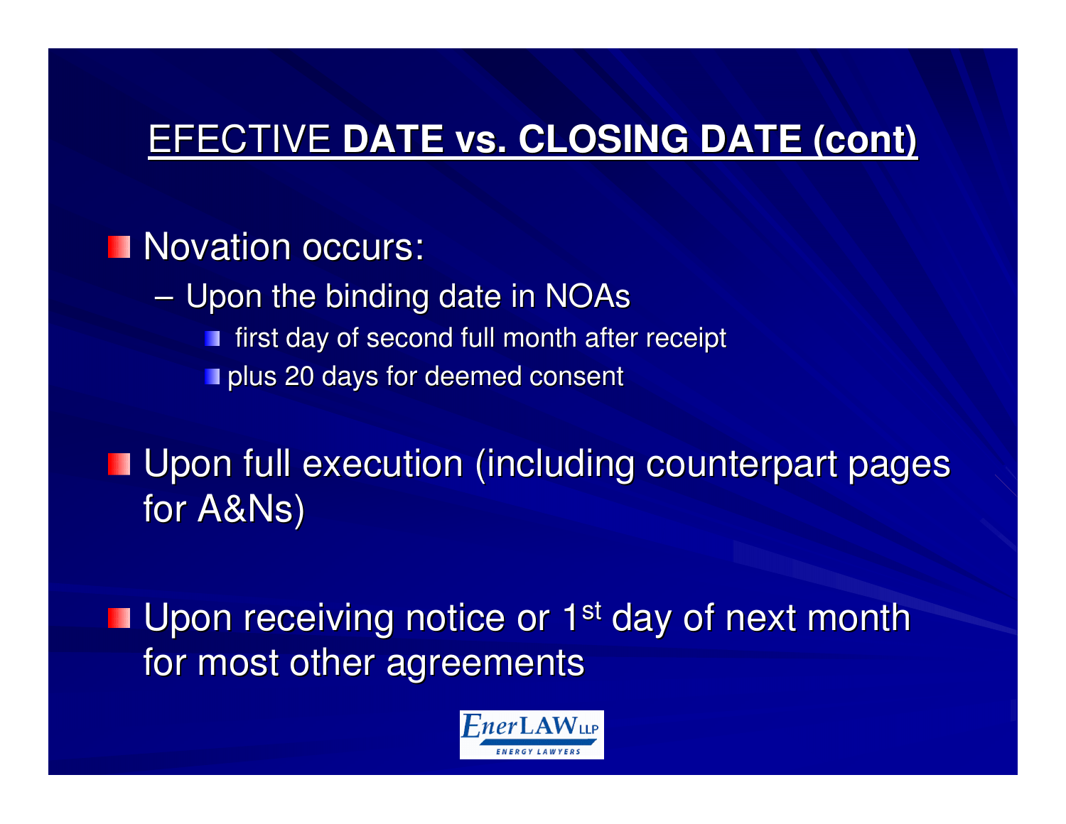## EFECTIVE **DATE vs. CLOSING DATE (cont)**

- Novation occurs:
  - Upon the binding date in NOAs
    - first day of second full month after receipt
    - plus 20 days for deemed consent
- Upon full execution (including counterpart pages for A&Ns)
- Upon receiving notice or 1st day of next month for most other agreements

EnerLAW LLP
ENERGY LAWYERS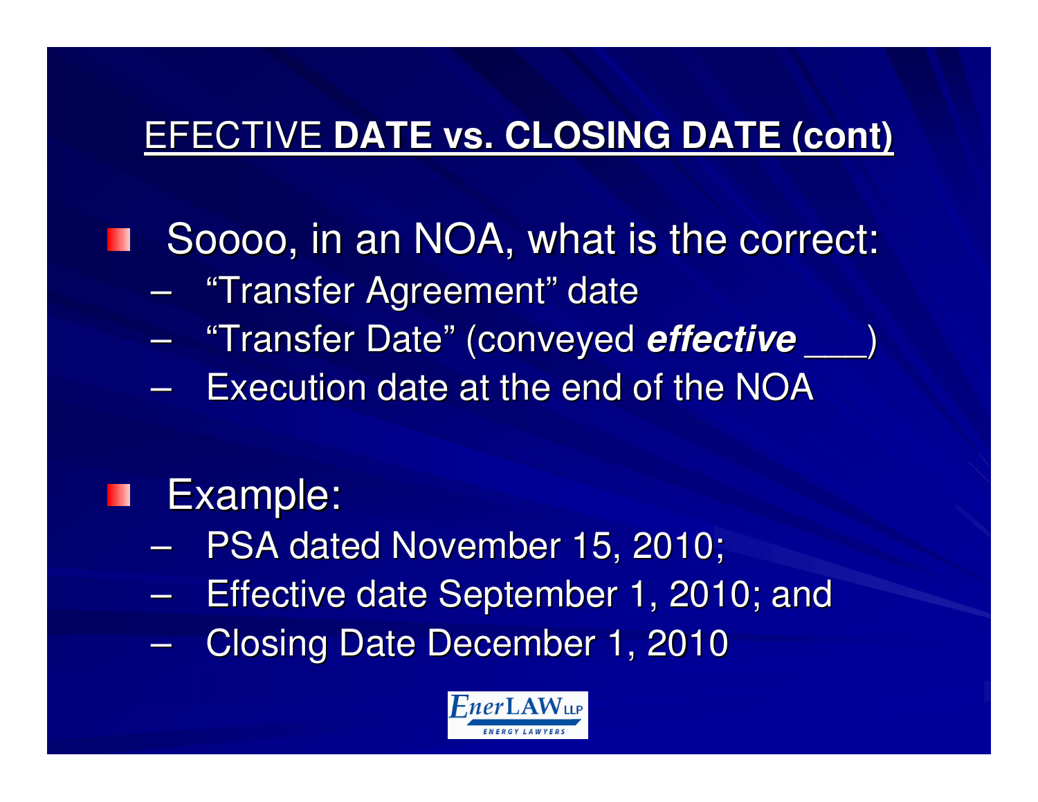## EFECTIVE **DATE vs. CLOSING DATE (cont)**

- Soooo, in an NOA, what is the correct:
  - "Transfer Agreement" date
  - "Transfer Date" (conveyed ***effective*** ___)
  - Execution date at the end of the NOA

- Example:
  - PSA dated November 15, 2010;
  - Effective date September 1, 2010; and
  - Closing Date December 1, 2010

EnerLAW LLP
ENERGY LAWYERS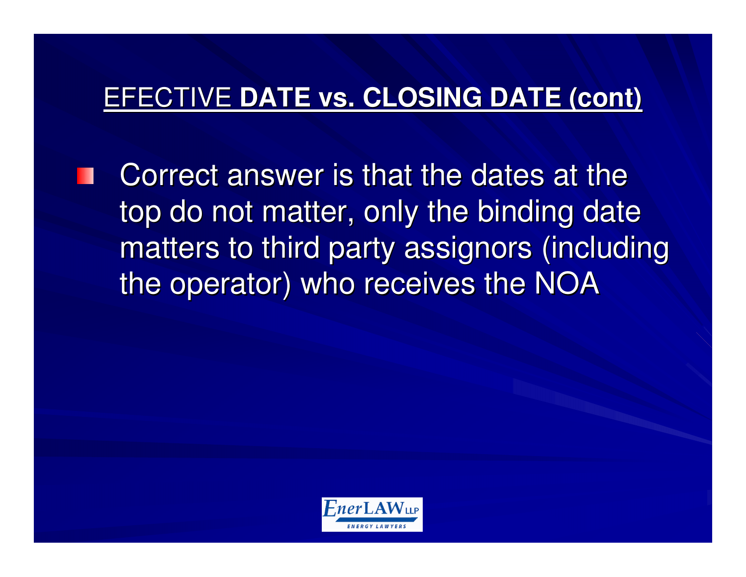## EFECTIVE **DATE vs. CLOSING DATE (cont)**

- Correct answer is that the dates at the top do not matter, only the binding date matters to third party assignors (including the operator) who receives the NOA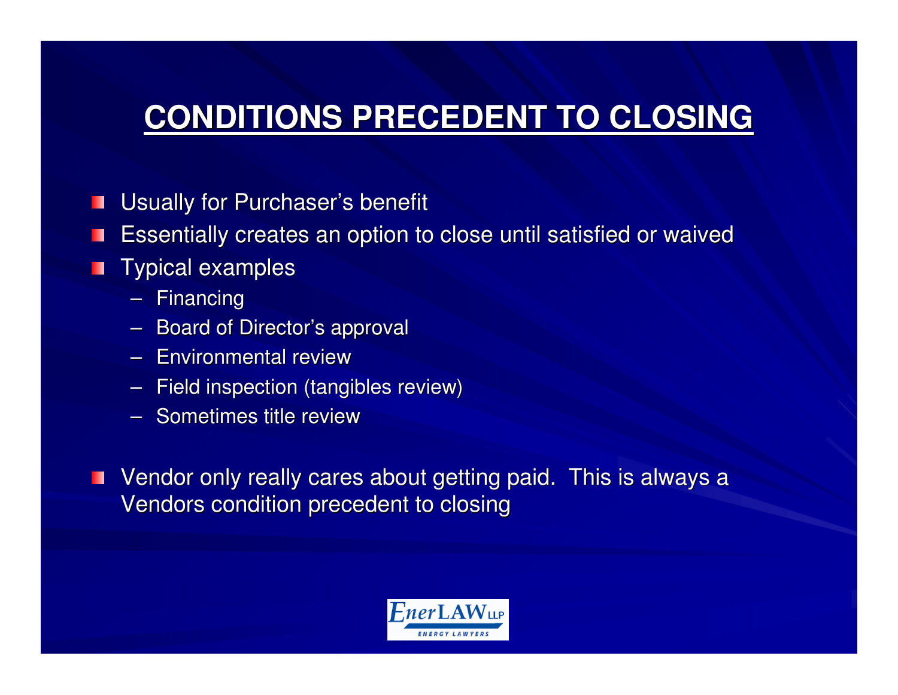# CONDITIONS PRECEDENT TO CLOSING

- Usually for Purchaser's benefit
- Essentially creates an option to close until satisfied or waived
- Typical examples
  - Financing
  - Board of Director's approval
  - Environmental review
  - Field inspection (tangibles review)
  - Sometimes title review
- Vendor only really cares about getting paid. This is always a Vendors condition precedent to closing

EnerLAW LLP
ENERGY LAWYERS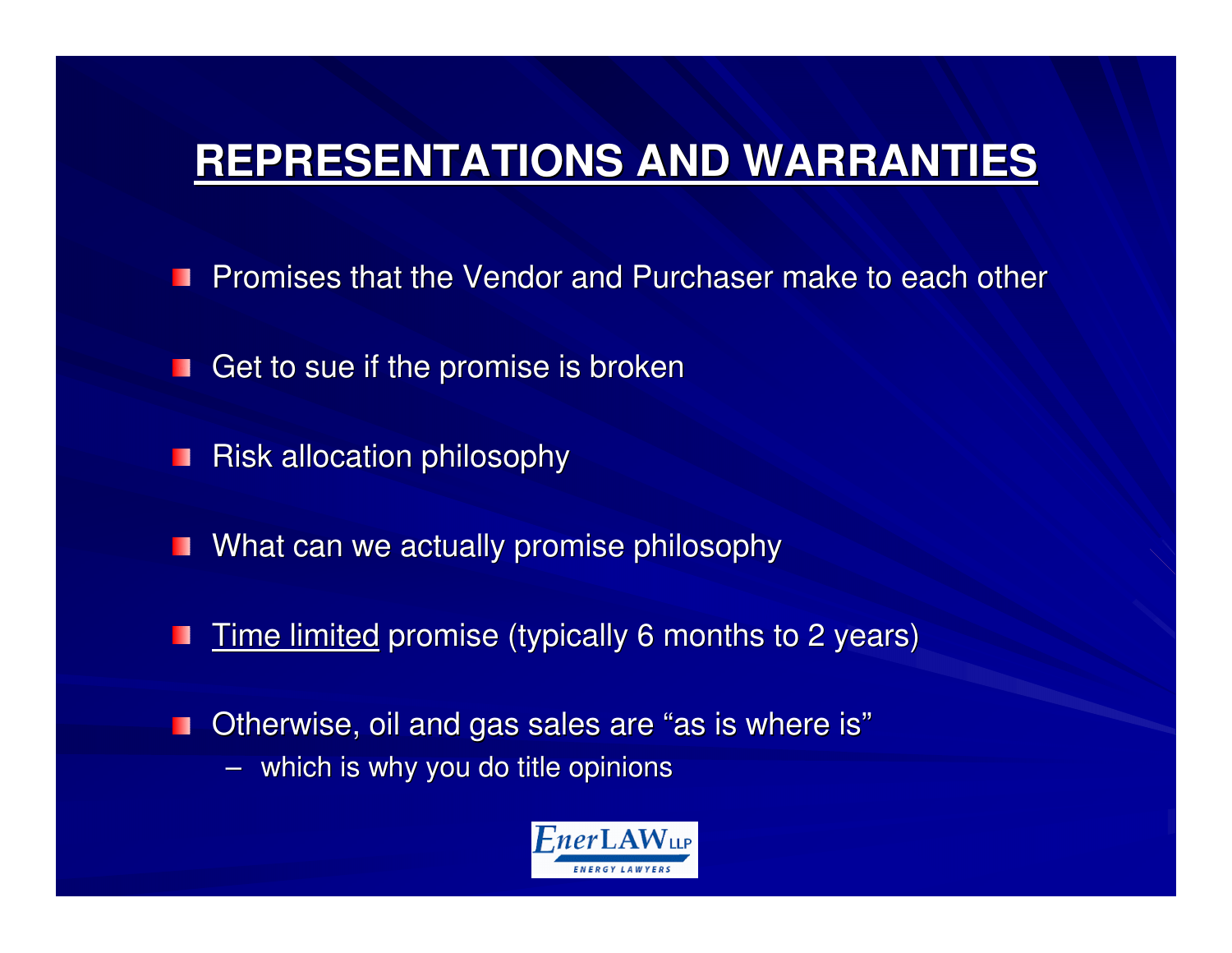# REPRESENTATIONS AND WARRANTIES

- Promises that the Vendor and Purchaser make to each other
- Get to sue if the promise is broken
- Risk allocation philosophy
- What can we actually promise philosophy
- Time limited promise (typically 6 months to 2 years)
- Otherwise, oil and gas sales are "as is where is"
  - which is why you do title opinions

EnerLAW LLP
ENERGY LAWYERS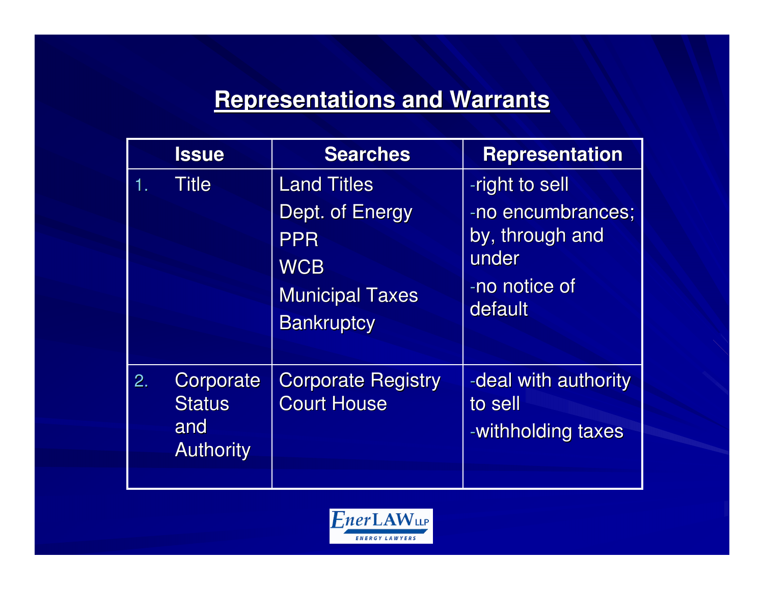## Representations and Warrants

| Issue | Searches | Representation |
|---|---|---|
| 1. Title | Land Titles<br>Dept. of Energy<br>PPR<br>WCB<br>Municipal Taxes<br>Bankruptcy | -right to sell<br>-no encumbrances; by, through and under<br>-no notice of default |
| 2. Corporate Status and Authority | Corporate Registry<br>Court House | -deal with authority to sell<br>-withholding taxes |

EnerLAW LLP
ENERGY LAWYERS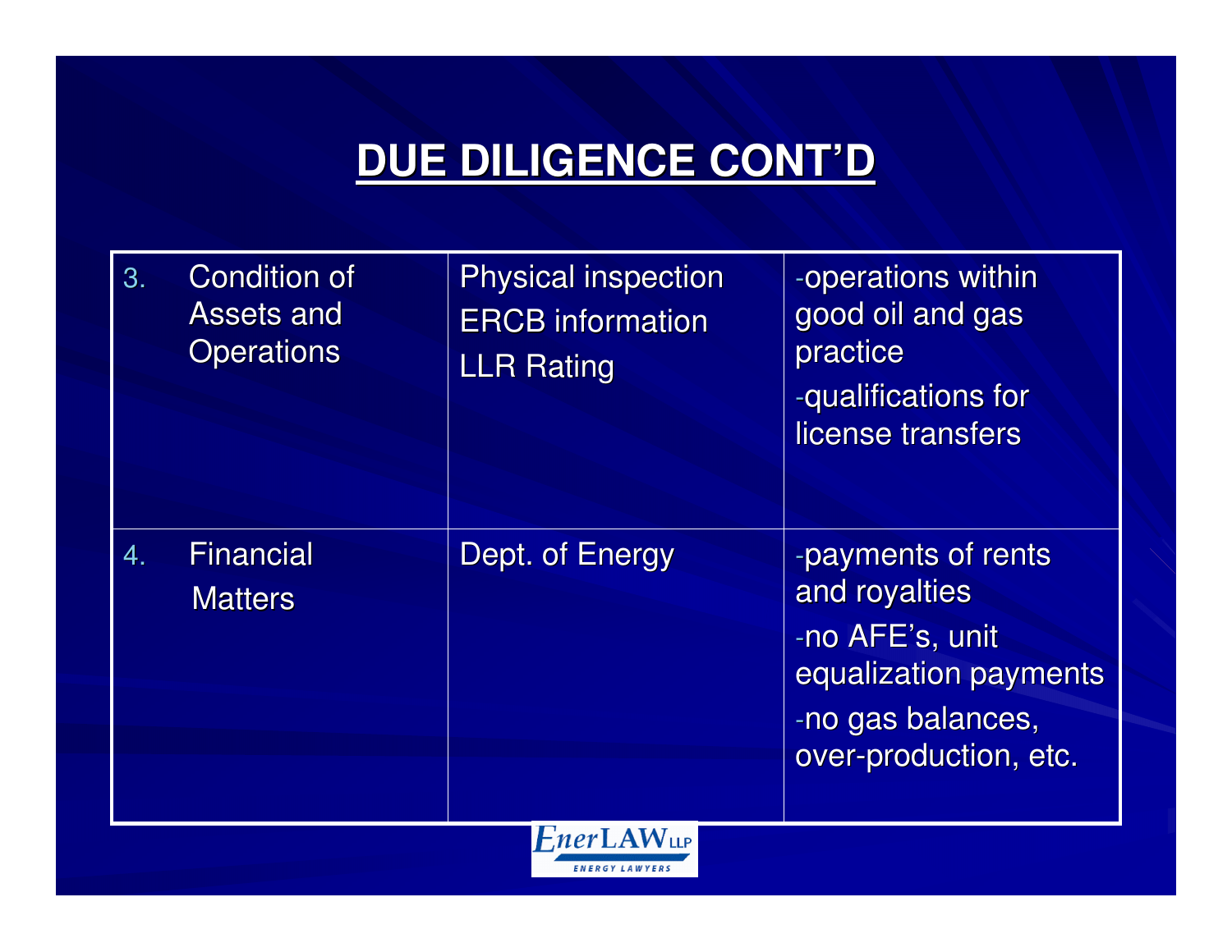# DUE DILIGENCE CONT'D

| | | |
|---|---|---|
| 3. Condition of Assets and Operations | Physical inspection<br>ERCB information<br>LLR Rating | -operations within good oil and gas practice<br>-qualifications for license transfers |
| 4. Financial Matters | Dept. of Energy | -payments of rents and royalties<br>-no AFE's, unit equalization payments<br>-no gas balances, over-production, etc. |

EnerLAW LLP
ENERGY LAWYERS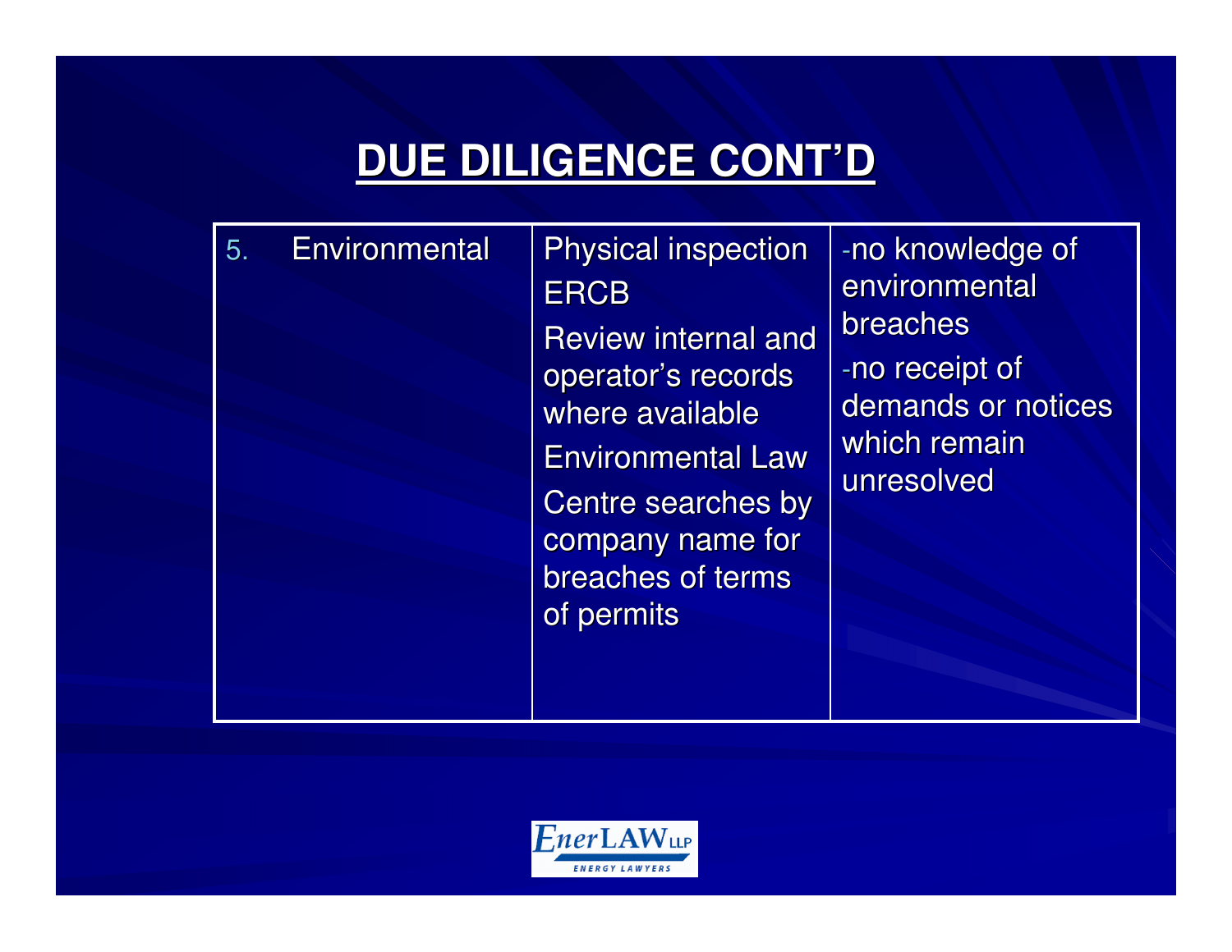# DUE DILIGENCE CONT'D

| | | |
|---|---|---|
| 5. Environmental | Physical inspection<br>ERCB<br>Review internal and operator's records where available<br>Environmental Law Centre searches by company name for breaches of terms of permits | -no knowledge of environmental breaches<br>-no receipt of demands or notices which remain unresolved |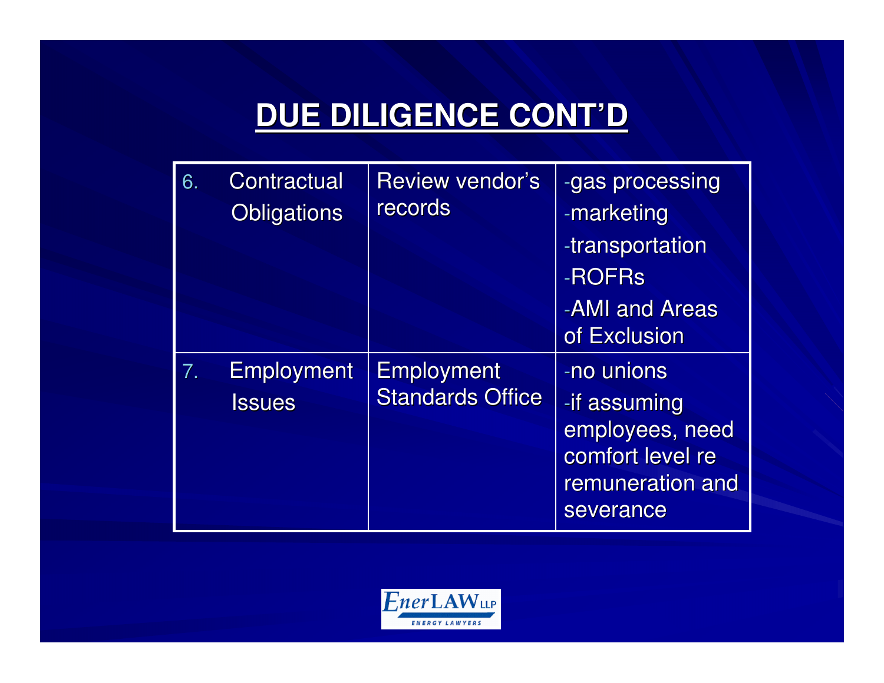## DUE DILIGENCE CONT'D

| | | |
|---|---|---|
| 6. Contractual Obligations | Review vendor's records | -gas processing<br>-marketing<br>-transportation<br>-ROFRs<br>-AMI and Areas of Exclusion |
| 7. Employment Issues | Employment Standards Office | -no unions<br>-if assuming employees, need comfort level re remuneration and severance |

EnerLAW LLP
ENERGY LAWYERS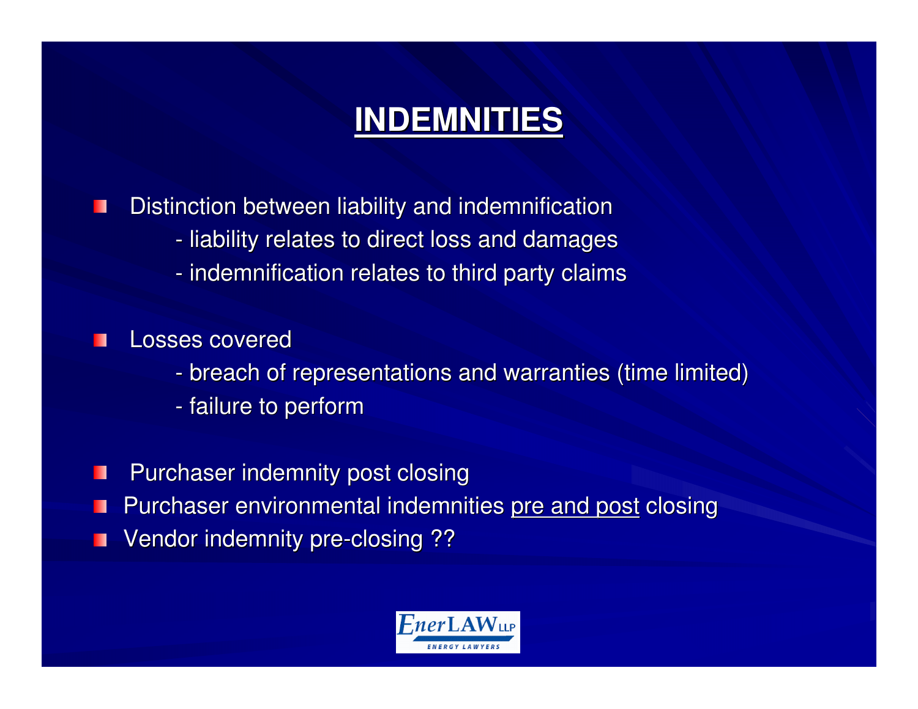# INDEMNITIES

- Distinction between liability and indemnification
  - liability relates to direct loss and damages
  - indemnification relates to third party claims

- Losses covered
  - breach of representations and warranties (time limited)
  - failure to perform

- Purchaser indemnity post closing
- Purchaser environmental indemnities <u>pre and post</u> closing
- Vendor indemnity pre-closing ??

EnerLAW LLP
ENERGY LAWYERS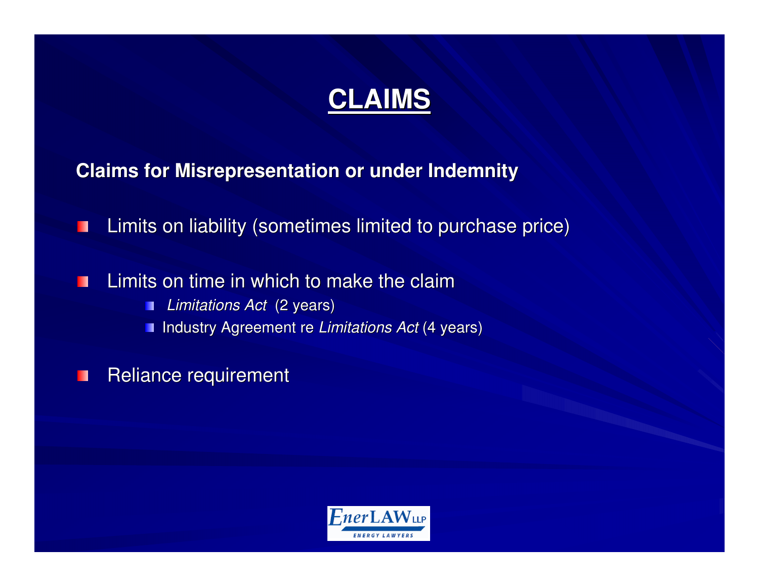# CLAIMS

**Claims for Misrepresentation or under Indemnity**

- Limits on liability (sometimes limited to purchase price)
- Limits on time in which to make the claim
  - *Limitations Act* (2 years)
  - Industry Agreement re *Limitations Act* (4 years)
- Reliance requirement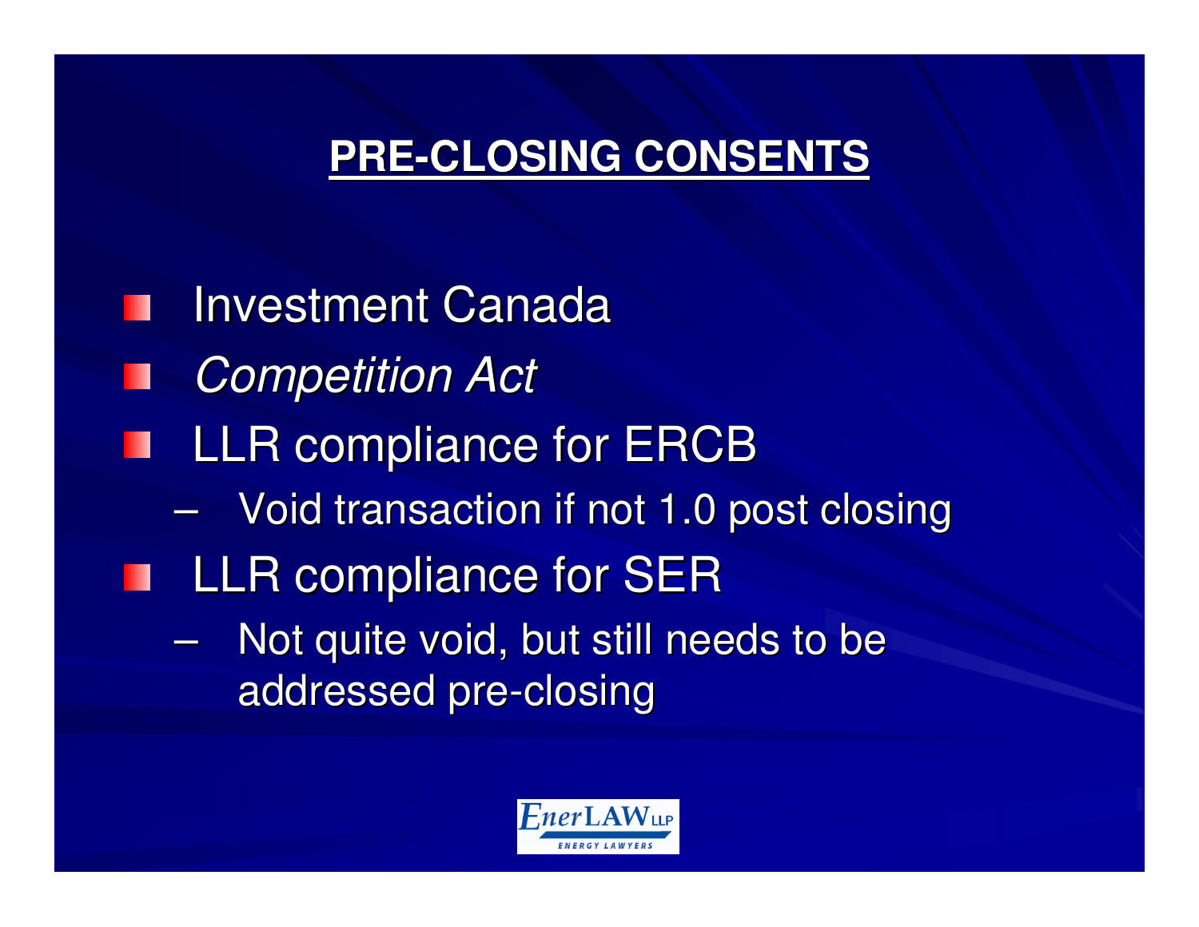## PRE-CLOSING CONSENTS

- Investment Canada
- *Competition Act*
- LLR compliance for ERCB
  - Void transaction if not 1.0 post closing
- LLR compliance for SER
  - Not quite void, but still needs to be addressed pre-closing

EnerLAW LLP
ENERGY LAWYERS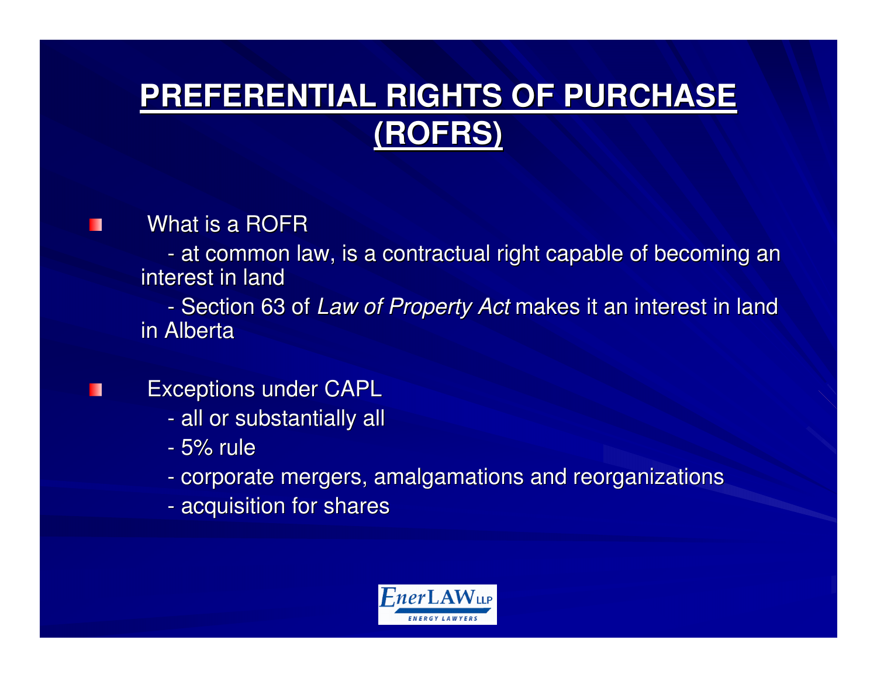# PREFERENTIAL RIGHTS OF PURCHASE (ROFRS)

- What is a ROFR
  - at common law, is a contractual right capable of becoming an interest in land
  - Section 63 of *Law of Property Act* makes it an interest in land in Alberta
- Exceptions under CAPL
  - all or substantially all
  - 5% rule
  - corporate mergers, amalgamations and reorganizations
  - acquisition for shares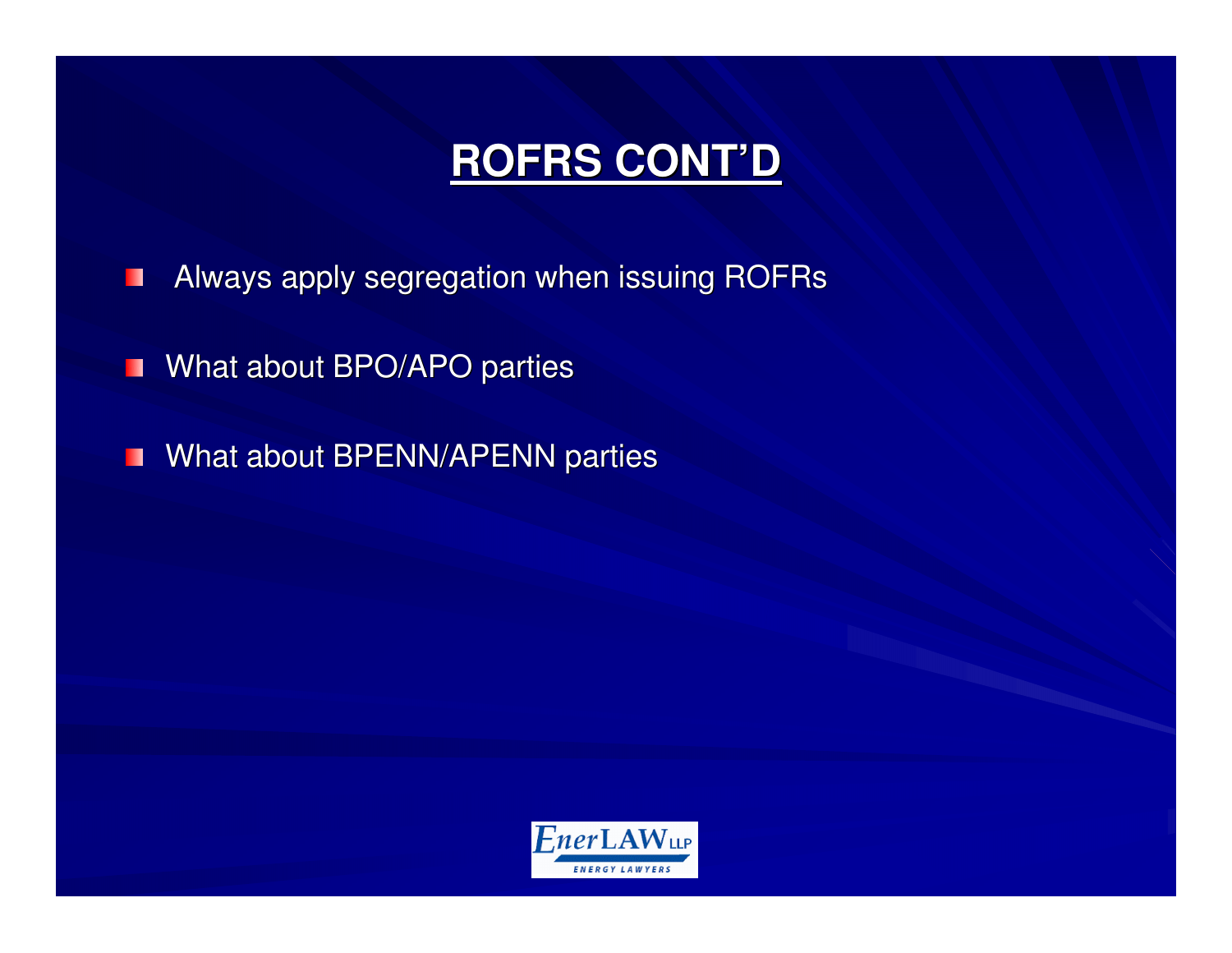# ROFRS CONT'D

- Always apply segregation when issuing ROFRs
- What about BPO/APO parties
- What about BPENN/APENN parties

EnerLAW LLP
ENERGY LAWYERS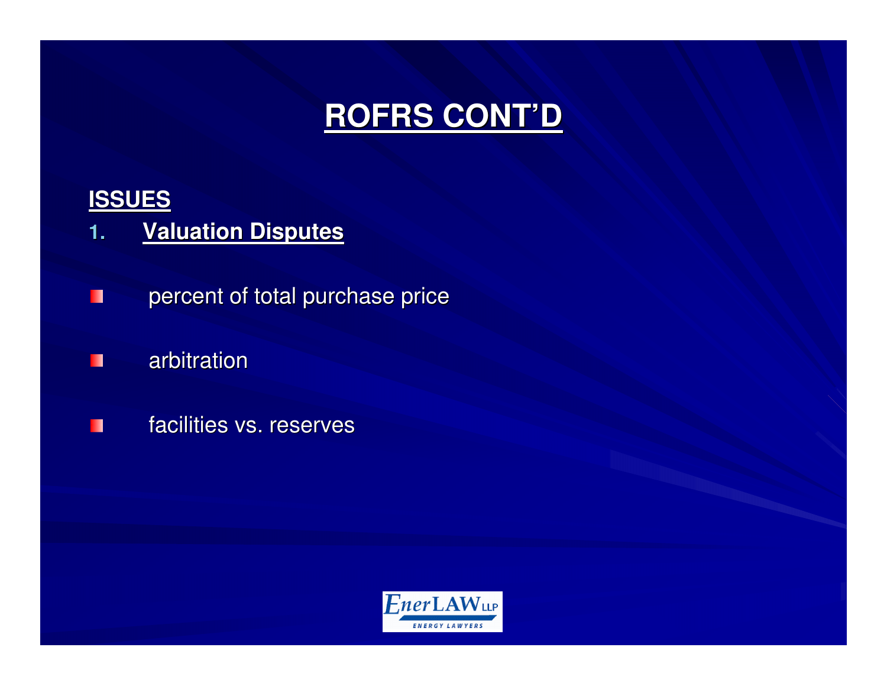# ROFRS CONT'D

**ISSUES**

1. **Valuation Disputes**

- percent of total purchase price
- arbitration
- facilities vs. reserves

EnerLAW LLP ENERGY LAWYERS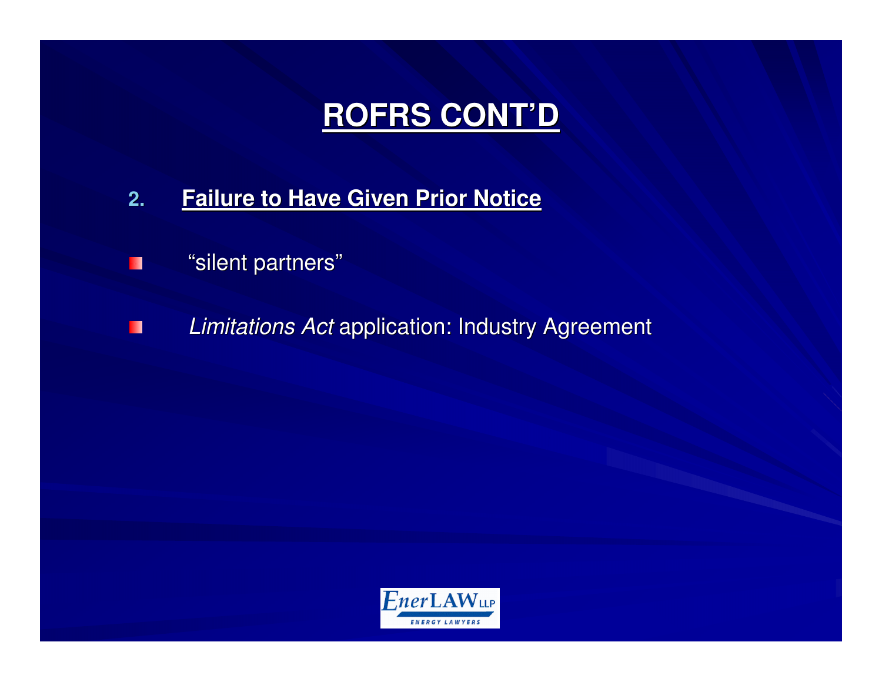# ROFRS CONT'D

## 2. Failure to Have Given Prior Notice

- "silent partners"
- *Limitations Act* application: Industry Agreement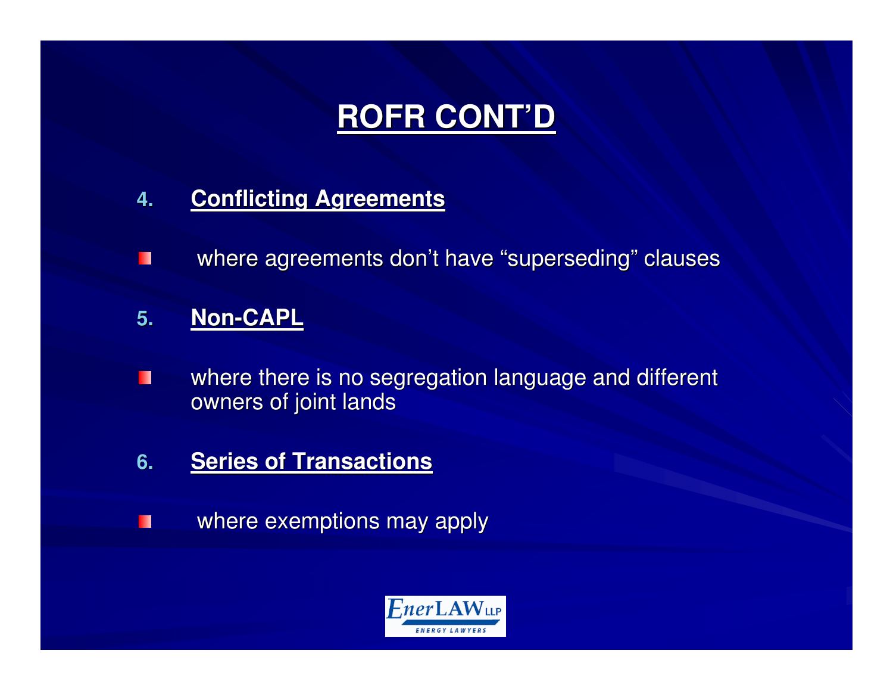# ROFR CONT'D

4. **Conflicting Agreements**

- where agreements don't have "superseding" clauses

5. **Non-CAPL**

- where there is no segregation language and different owners of joint lands

6. **Series of Transactions**

- where exemptions may apply

EnerLAW LLP
ENERGY LAWYERS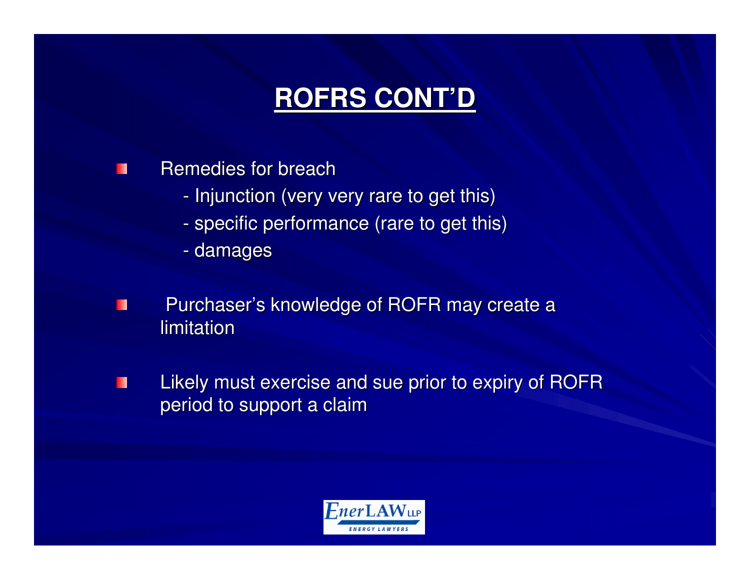# ROFRS CONT'D

- Remedies for breach
  - Injunction (very very rare to get this)
  - specific performance (rare to get this)
  - damages
- Purchaser's knowledge of ROFR may create a limitation
- Likely must exercise and sue prior to expiry of ROFR period to support a claim

EnerLAW LLP
ENERGY LAWYERS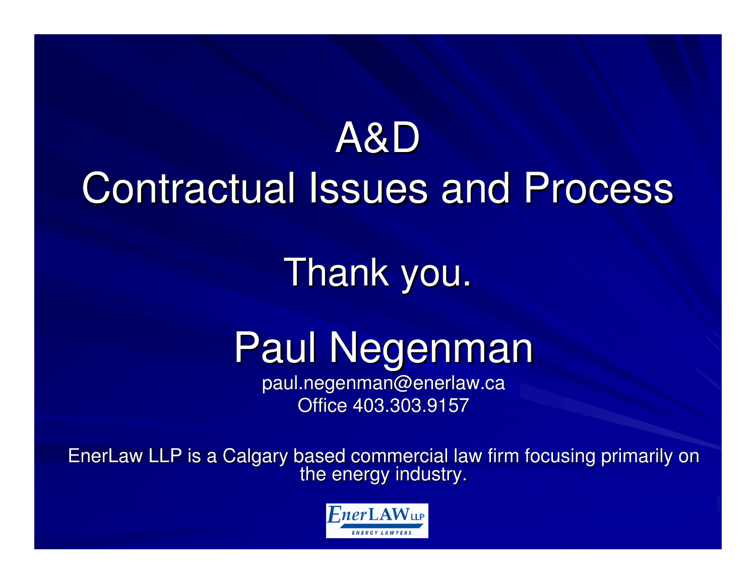# A&D Contractual Issues and Process

## Thank you.

## Paul Negenman

paul.negenman@enerlaw.ca
Office 403.303.9157

EnerLaw LLP is a Calgary based commercial law firm focusing primarily on the energy industry.

EnerLAW LLP
ENERGY LAWYERS